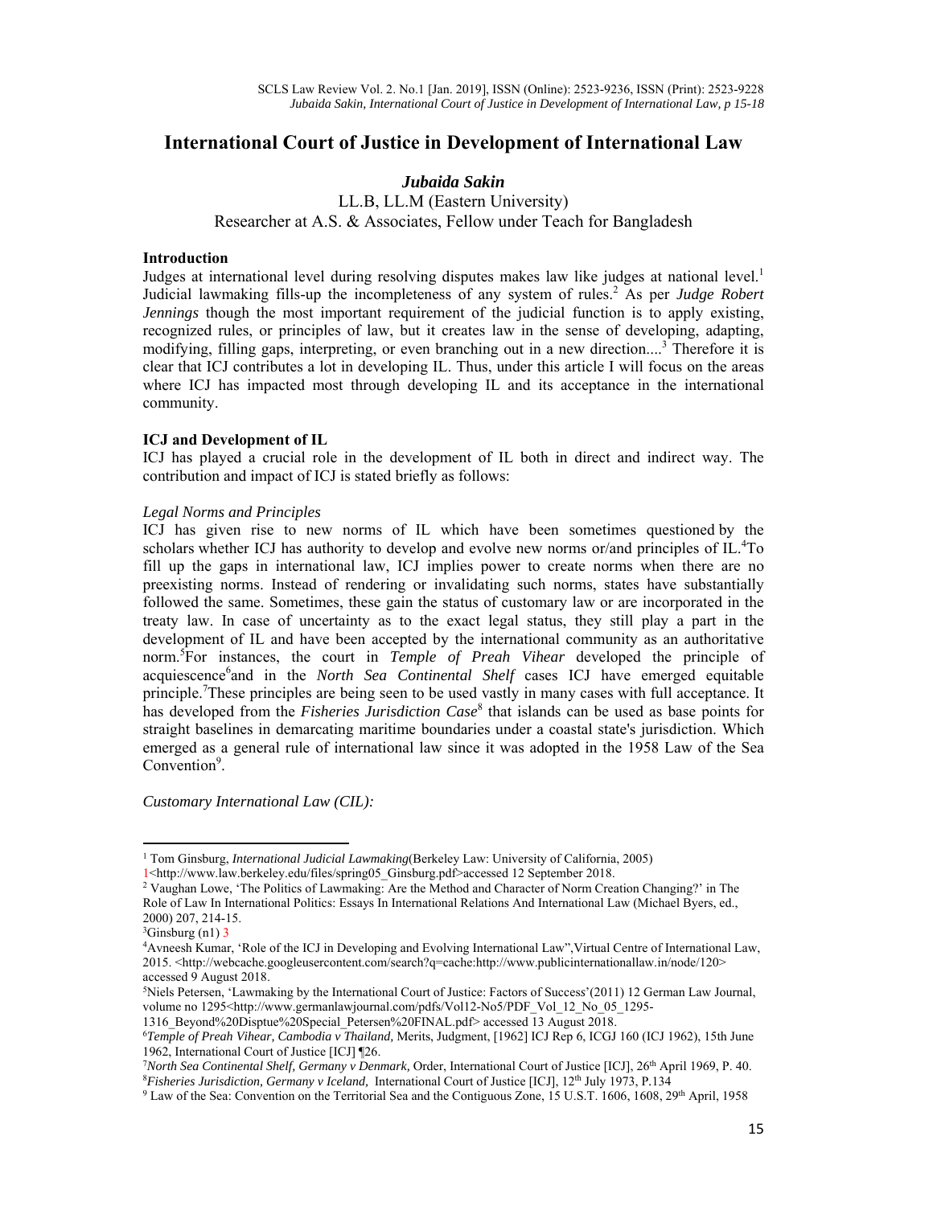# International Court of Justice in Development of International Law

***Jubaida Sakin***

LL.B, LL.M (Eastern University)
Researcher at A.S. & Associates, Fellow under Teach for Bangladesh

**Introduction**

Judges at international level during resolving disputes makes law like judges at national level.[1] Judicial lawmaking fills-up the incompleteness of any system of rules.[2] As per *Judge Robert Jennings* though the most important requirement of the judicial function is to apply existing, recognized rules, or principles of law, but it creates law in the sense of developing, adapting, modifying, filling gaps, interpreting, or even branching out in a new direction....[3] Therefore it is clear that ICJ contributes a lot in developing IL. Thus, under this article I will focus on the areas where ICJ has impacted most through developing IL and its acceptance in the international community.

**ICJ and Development of IL**

ICJ has played a crucial role in the development of IL both in direct and indirect way. The contribution and impact of ICJ is stated briefly as follows:

*Legal Norms and Principles*

ICJ has given rise to new norms of IL which have been sometimes questioned by the scholars whether ICJ has authority to develop and evolve new norms or/and principles of IL.[4]To fill up the gaps in international law, ICJ implies power to create norms when there are no preexisting norms. Instead of rendering or invalidating such norms, states have substantially followed the same. Sometimes, these gain the status of customary law or are incorporated in the treaty law. In case of uncertainty as to the exact legal status, they still play a part in the development of IL and have been accepted by the international community as an authoritative norm.[5]For instances, the court in *Temple of Preah Vihear* developed the principle of acquiescence[6]and in the *North Sea Continental Shelf* cases ICJ have emerged equitable principle.[7]These principles are being seen to be used vastly in many cases with full acceptance. It has developed from the *Fisheries Jurisdiction Case*[8] that islands can be used as base points for straight baselines in demarcating maritime boundaries under a coastal state's jurisdiction. Which emerged as a general rule of international law since it was adopted in the 1958 Law of the Sea Convention[9].

*Customary International Law (CIL):*

---

[1] Tom Ginsburg, *International Judicial Lawmaking*(Berkeley Law: University of California, 2005) 1<http://www.law.berkeley.edu/files/spring05_Ginsburg.pdf>accessed 12 September 2018.

[2] Vaughan Lowe, 'The Politics of Lawmaking: Are the Method and Character of Norm Creation Changing?' in The Role of Law In International Politics: Essays In International Relations And International Law (Michael Byers, ed., 2000) 207, 214-15.

[3]Ginsburg (n1) 3

[4]Avneesh Kumar, 'Role of the ICJ in Developing and Evolving International Law",Virtual Centre of International Law, 2015. <http://webcache.googleusercontent.com/search?q=cache:http://www.publicinternationallaw.in/node/120> accessed 9 August 2018.

[5]Niels Petersen, 'Lawmaking by the International Court of Justice: Factors of Success'(2011) 12 German Law Journal, volume no 1295<http://www.germanlawjournal.com/pdfs/Vol12-No5/PDF_Vol_12_No_05_1295-1316_Beyond%20Disptue%20Special_Petersen%20FINAL.pdf> accessed 13 August 2018.

[6]*Temple of Preah Vihear, Cambodia v Thailand,* Merits, Judgment, [1962] ICJ Rep 6, ICGJ 160 (ICJ 1962), 15th June 1962, International Court of Justice [ICJ] ¶26.

[7]*North Sea Continental Shelf, Germany v Denmark,* Order, International Court of Justice [ICJ], 26th April 1969, P. 40.

[8]*Fisheries Jurisdiction, Germany v Iceland,* International Court of Justice [ICJ], 12th July 1973, P.134

[9] Law of the Sea: Convention on the Territorial Sea and the Contiguous Zone, 15 U.S.T. 1606, 1608, 29th April, 1958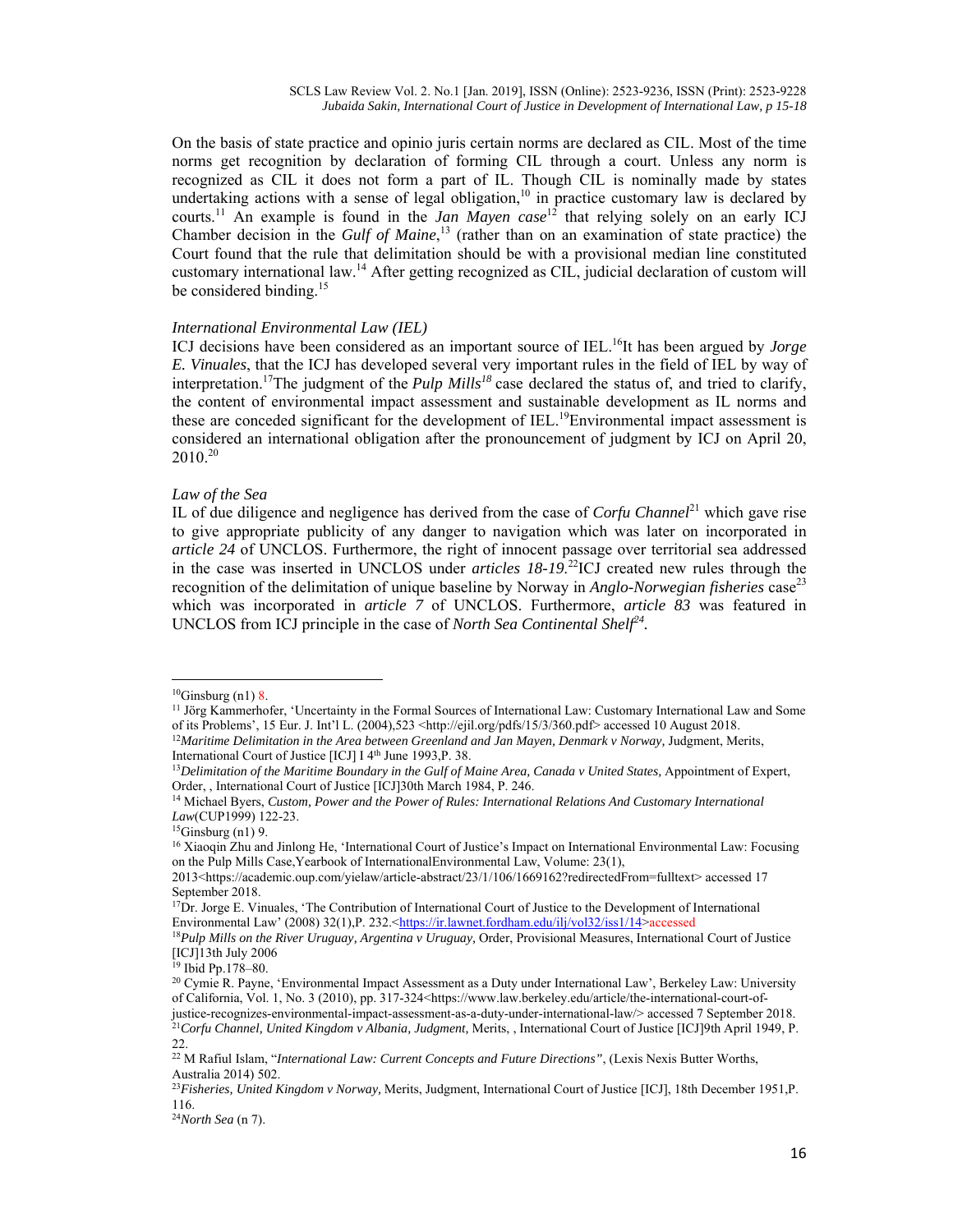On the basis of state practice and opinio juris certain norms are declared as CIL. Most of the time norms get recognition by declaration of forming CIL through a court. Unless any norm is recognized as CIL it does not form a part of IL. Though CIL is nominally made by states undertaking actions with a sense of legal obligation,[10] in practice customary law is declared by courts.[11] An example is found in the *Jan Mayen case*[12] that relying solely on an early ICJ Chamber decision in the *Gulf of Maine*,[13] (rather than on an examination of state practice) the Court found that the rule that delimitation should be with a provisional median line constituted customary international law.[14] After getting recognized as CIL, judicial declaration of custom will be considered binding.[15]

*International Environmental Law (IEL)*

ICJ decisions have been considered as an important source of IEL.[16]It has been argued by *Jorge E. Vinuales*, that the ICJ has developed several very important rules in the field of IEL by way of interpretation.[17]The judgment of the *Pulp Mills*[18] case declared the status of, and tried to clarify, the content of environmental impact assessment and sustainable development as IL norms and these are conceded significant for the development of IEL.[19]Environmental impact assessment is considered an international obligation after the pronouncement of judgment by ICJ on April 20, 2010.[20]

*Law of the Sea*

IL of due diligence and negligence has derived from the case of *Corfu Channel*[21] which gave rise to give appropriate publicity of any danger to navigation which was later on incorporated in *article 24* of UNCLOS. Furthermore, the right of innocent passage over territorial sea addressed in the case was inserted in UNCLOS under *articles 18-19*.[22]ICJ created new rules through the recognition of the delimitation of unique baseline by Norway in *Anglo-Norwegian fisheries* case[23] which was incorporated in *article 7* of UNCLOS. Furthermore, *article 83* was featured in UNCLOS from ICJ principle in the case of *North Sea Continental Shelf*[24].

---

[10]Ginsburg (n1) 8.

[11] Jörg Kammerhofer, 'Uncertainty in the Formal Sources of International Law: Customary International Law and Some of its Problems', 15 Eur. J. Int'l L. (2004),523 <http://ejil.org/pdfs/15/3/360.pdf> accessed 10 August 2018.

[12]*Maritime Delimitation in the Area between Greenland and Jan Mayen, Denmark v Norway,* Judgment, Merits, International Court of Justice [ICJ] I 4th June 1993,P. 38.

[13]*Delimitation of the Maritime Boundary in the Gulf of Maine Area, Canada v United States,* Appointment of Expert, Order, , International Court of Justice [ICJ]30th March 1984, P. 246.

[14] Michael Byers, *Custom, Power and the Power of Rules: International Relations And Customary International Law*(CUP1999) 122-23.

[15]Ginsburg (n1) 9.

[16] Xiaoqin Zhu and Jinlong He, 'International Court of Justice's Impact on International Environmental Law: Focusing on the Pulp Mills Case,Yearbook of InternationalEnvironmental Law, Volume: 23(1), 2013<https://academic.oup.com/yielaw/article-abstract/23/1/106/1669162?redirectedFrom=fulltext> accessed 17 September 2018.

[17]Dr. Jorge E. Vinuales, 'The Contribution of International Court of Justice to the Development of International Environmental Law' (2008) 32(1),P. 232.<https://ir.lawnet.fordham.edu/ilj/vol32/iss1/14>accessed

[18]*Pulp Mills on the River Uruguay, Argentina v Uruguay,* Order, Provisional Measures, International Court of Justice [ICJ]13th July 2006

[19] Ibid Pp.178–80.

[20] Cymie R. Payne, 'Environmental Impact Assessment as a Duty under International Law', Berkeley Law: University of California, Vol. 1, No. 3 (2010), pp. 317-324<https://www.law.berkeley.edu/article/the-international-court-of-justice-recognizes-environmental-impact-assessment-as-a-duty-under-international-law/> accessed 7 September 2018.

[21]*Corfu Channel, United Kingdom v Albania, Judgment,* Merits, , International Court of Justice [ICJ]9th April 1949, P. 22.

[22] M Rafiul Islam, "*International Law: Current Concepts and Future Directions*", (Lexis Nexis Butter Worths, Australia 2014) 502.

[23]*Fisheries, United Kingdom v Norway,* Merits, Judgment, International Court of Justice [ICJ], 18th December 1951,P. 116.

[24]*North Sea* (n 7).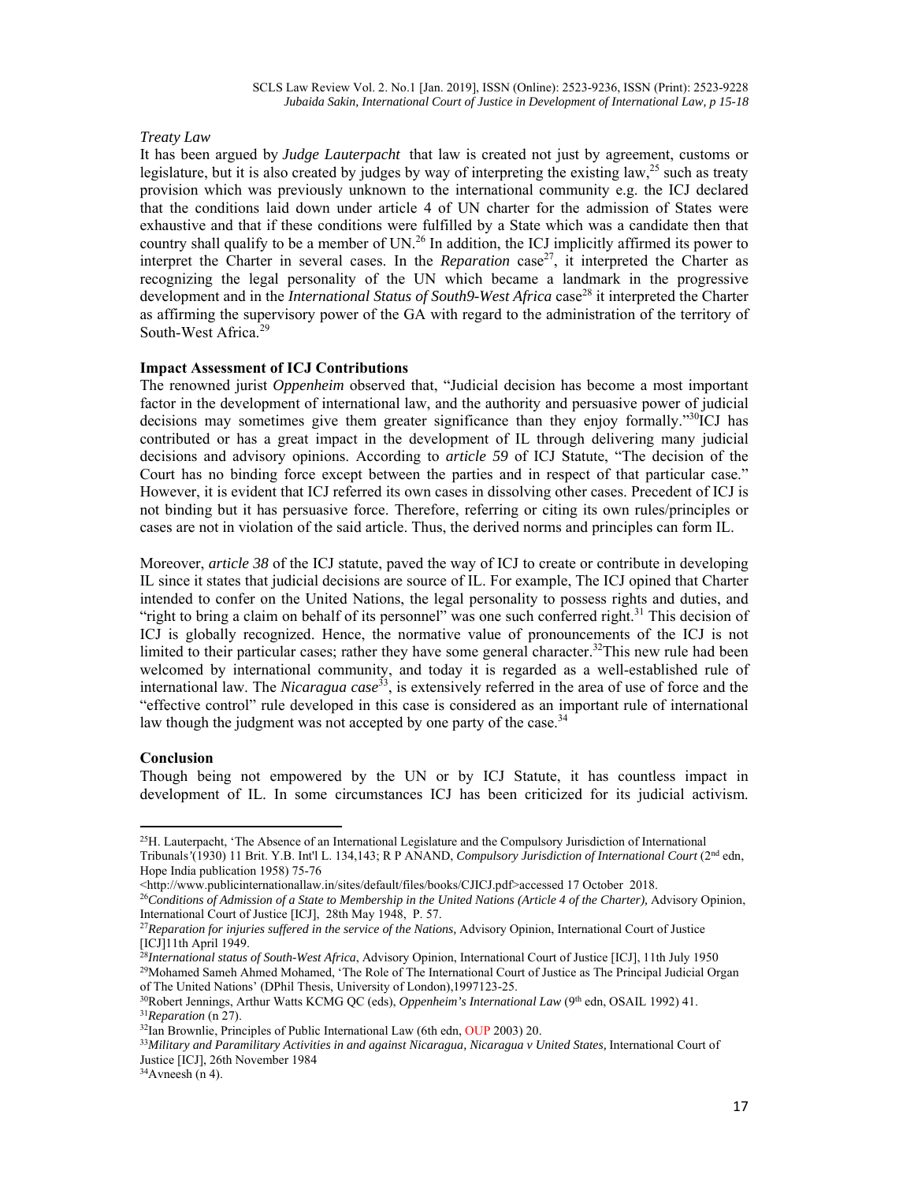*Treaty Law*

It has been argued by *Judge Lauterpacht* that law is created not just by agreement, customs or legislature, but it is also created by judges by way of interpreting the existing law,[25] such as treaty provision which was previously unknown to the international community e.g. the ICJ declared that the conditions laid down under article 4 of UN charter for the admission of States were exhaustive and that if these conditions were fulfilled by a State which was a candidate then that country shall qualify to be a member of UN.[26] In addition, the ICJ implicitly affirmed its power to interpret the Charter in several cases. In the *Reparation* case[27], it interpreted the Charter as recognizing the legal personality of the UN which became a landmark in the progressive development and in the *International Status of South9-West Africa* case[28] it interpreted the Charter as affirming the supervisory power of the GA with regard to the administration of the territory of South-West Africa.[29]

**Impact Assessment of ICJ Contributions**

The renowned jurist *Oppenheim* observed that, "Judicial decision has become a most important factor in the development of international law, and the authority and persuasive power of judicial decisions may sometimes give them greater significance than they enjoy formally."[30]ICJ has contributed or has a great impact in the development of IL through delivering many judicial decisions and advisory opinions. According to *article 59* of ICJ Statute, "The decision of the Court has no binding force except between the parties and in respect of that particular case." However, it is evident that ICJ referred its own cases in dissolving other cases. Precedent of ICJ is not binding but it has persuasive force. Therefore, referring or citing its own rules/principles or cases are not in violation of the said article. Thus, the derived norms and principles can form IL.

Moreover, *article 38* of the ICJ statute, paved the way of ICJ to create or contribute in developing IL since it states that judicial decisions are source of IL. For example, The ICJ opined that Charter intended to confer on the United Nations, the legal personality to possess rights and duties, and "right to bring a claim on behalf of its personnel" was one such conferred right.[31] This decision of ICJ is globally recognized. Hence, the normative value of pronouncements of the ICJ is not limited to their particular cases; rather they have some general character.[32]This new rule had been welcomed by international community, and today it is regarded as a well-established rule of international law. The *Nicaragua case*[33], is extensively referred in the area of use of force and the "effective control" rule developed in this case is considered as an important rule of international law though the judgment was not accepted by one party of the case.[34]

**Conclusion**

Though being not empowered by the UN or by ICJ Statute, it has countless impact in development of IL. In some circumstances ICJ has been criticized for its judicial activism.

---

[25]H. Lauterpacht, 'The Absence of an International Legislature and the Compulsory Jurisdiction of International Tribunals'(1930) 11 Brit. Y.B. Int'l L. 134,143; R P ANAND, *Compulsory Jurisdiction of International Court* (2nd edn, Hope India publication 1958) 75-76 <http://www.publicinternationallaw.in/sites/default/files/books/CJICJ.pdf>accessed 17 October 2018.

[26]*Conditions of Admission of a State to Membership in the United Nations (Article 4 of the Charter),* Advisory Opinion, International Court of Justice [ICJ], 28th May 1948, P. 57.

[27]*Reparation for injuries suffered in the service of the Nations,* Advisory Opinion, International Court of Justice [ICJ]11th April 1949.

[28]*International status of South-West Africa*, Advisory Opinion, International Court of Justice [ICJ], 11th July 1950

[29]Mohamed Sameh Ahmed Mohamed, 'The Role of The International Court of Justice as The Principal Judicial Organ of The United Nations' (DPhil Thesis, University of London),1997123-25.

[30]Robert Jennings, Arthur Watts KCMG QC (eds), *Oppenheim's International Law* (9th edn, OSAIL 1992) 41.

[31]*Reparation* (n 27).

[32]Ian Brownlie, Principles of Public International Law (6th edn, OUP 2003) 20.

[33]*Military and Paramilitary Activities in and against Nicaragua, Nicaragua v United States,* International Court of Justice [ICJ], 26th November 1984

[34]Avneesh (n 4).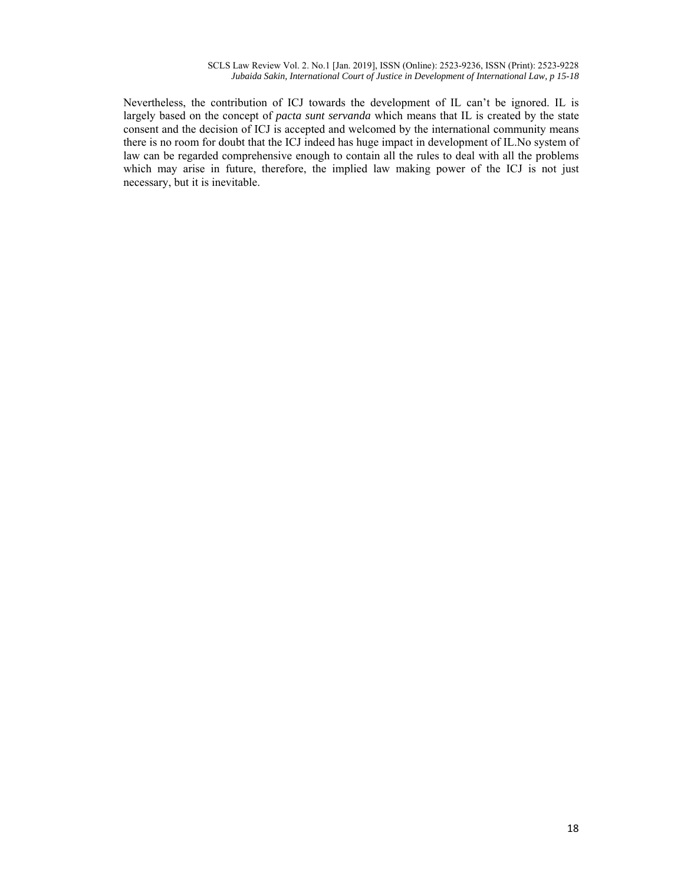Nevertheless, the contribution of ICJ towards the development of IL can't be ignored. IL is largely based on the concept of *pacta sunt servanda* which means that IL is created by the state consent and the decision of ICJ is accepted and welcomed by the international community means there is no room for doubt that the ICJ indeed has huge impact in development of IL.No system of law can be regarded comprehensive enough to contain all the rules to deal with all the problems which may arise in future, therefore, the implied law making power of the ICJ is not just necessary, but it is inevitable.